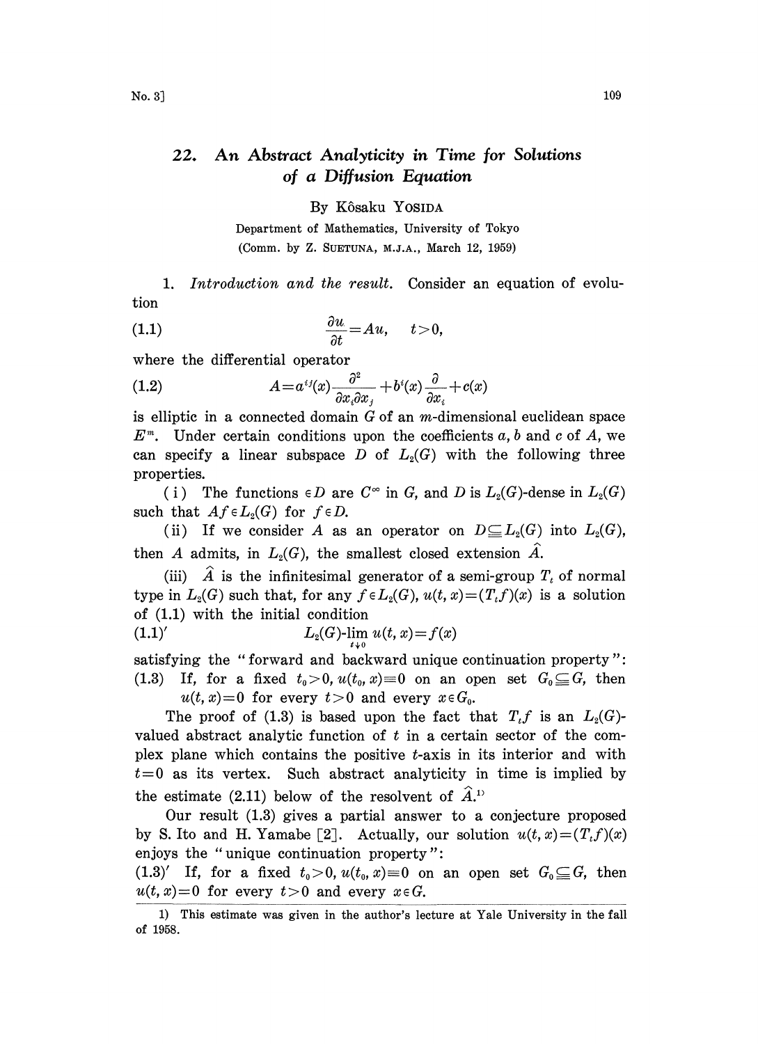# 22. *An Abstract Analyticity in Time for Solutions of a Diffusion Equation*

By Kôsaku YOSIDA

Department of Mathematics, University of Tokyo

(Comm. by Z. SUETUNA, M.J.A., March 12, 1959)

1. *Introduction and the result.* Consider an equation of evolution

$$\frac{\partial u}{\partial t} = Au, \qquad t>0, \tag{1.1}$$

where the differential operator

$$A = a^{ij}(x)\frac{\partial^2}{\partial x_i \partial x_j} + b^i(x)\frac{\partial}{\partial x_i} + c(x) \tag{1.2}$$

is elliptic in a connected domain $G$ of an $m$-dimensional euclidean space $E^m$. Under certain conditions upon the coefficients $a$, $b$ and $c$ of $A$, we can specify a linear subspace $D$ of $L_2(G)$ with the following three properties.

(i) The functions $\in D$ are $C^\infty$ in $G$, and $D$ is $L_2(G)$-dense in $L_2(G)$ such that $Af \in L_2(G)$ for $f \in D$.

(ii) If we consider $A$ as an operator on $D \subseteq L_2(G)$ into $L_2(G)$, then $A$ admits, in $L_2(G)$, the smallest closed extension $\hat{A}$.

(iii) $\hat{A}$ is the infinitesimal generator of a semi-group $T_t$ of normal type in $L_2(G)$ such that, for any $f \in L_2(G)$, $u(t,x) = (T_t f)(x)$ is a solution of (1.1) with the initial condition

$$L_2(G)\text{-}\lim_{t \downarrow 0} u(t,x) = f(x) \tag{1.1$'$}$$

satisfying the "forward and backward unique continuation property":

(1.3) If, for a fixed $t_0 > 0$, $u(t_0, x) \equiv 0$ on an open set $G_0 \subseteq G$, then $u(t,x) = 0$ for every $t > 0$ and every $x \in G_0$.

The proof of (1.3) is based upon the fact that $T_t f$ is an $L_2(G)$-valued abstract analytic function of $t$ in a certain sector of the complex plane which contains the positive $t$-axis in its interior and with $t=0$ as its vertex. Such abstract analyticity in time is implied by the estimate (2.11) below of the resolvent of $\hat{A}$.[1]

Our result (1.3) gives a partial answer to a conjecture proposed by S. Ito and H. Yamabe [2]. Actually, our solution $u(t,x) = (T_t f)(x)$ enjoys the "unique continuation property":

(1.3)$'$ If, for a fixed $t_0 > 0$, $u(t_0, x) \equiv 0$ on an open set $G_0 \subseteq G$, then $u(t,x) = 0$ for every $t > 0$ and every $x \in G$.

---

1) This estimate was given in the author's lecture at Yale University in the fall of 1958.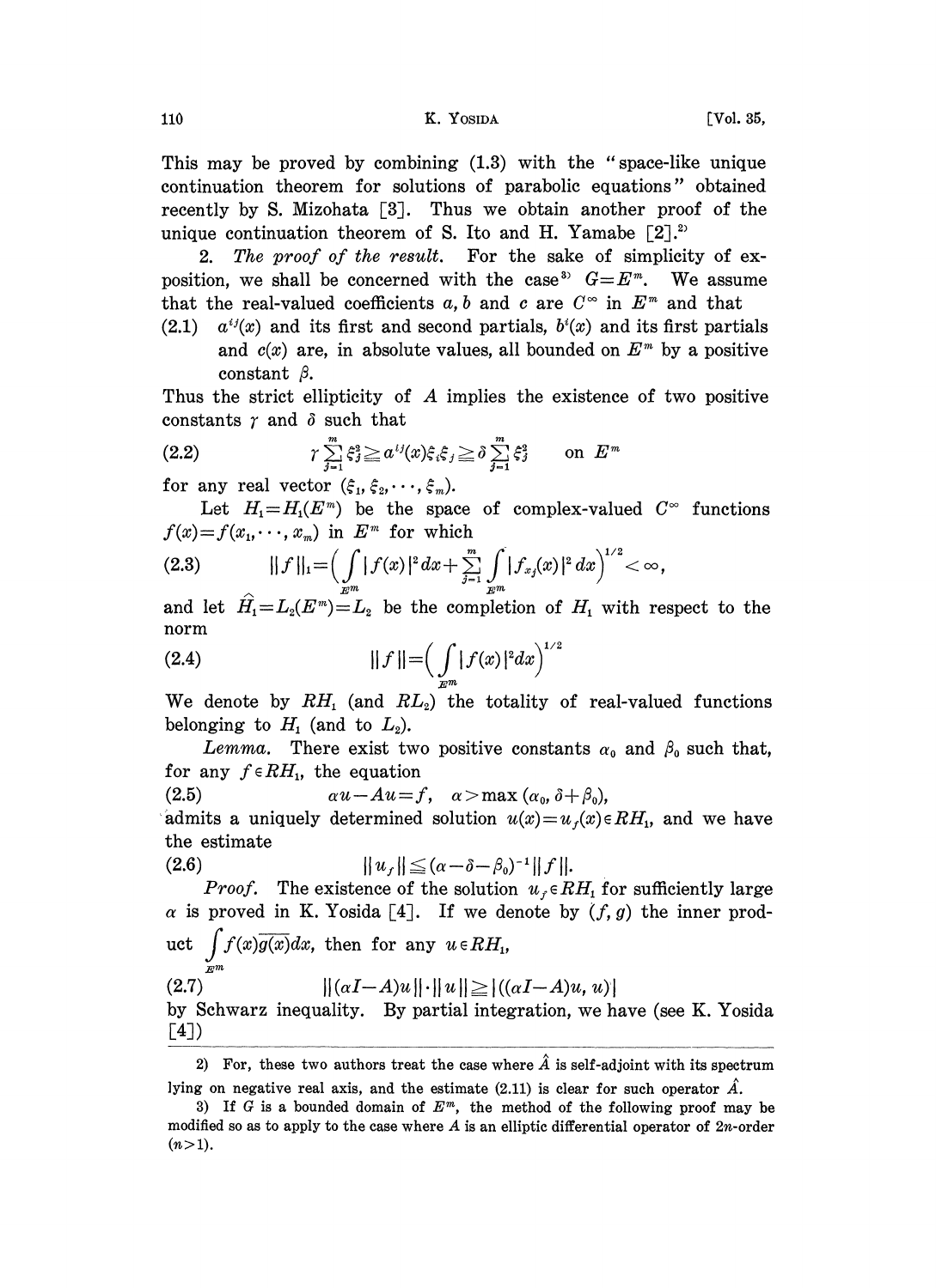This may be proved by combining (1.3) with the "space-like unique continuation theorem for solutions of parabolic equations" obtained recently by S. Mizohata [3]. Thus we obtain another proof of the unique continuation theorem of S. Ito and H. Yamabe [2].[2)]

2. *The proof of the result.* For the sake of simplicity of exposition, we shall be concerned with the case[3)] $G=E^m$. We assume that the real-valued coefficients $a, b$ and $c$ are $C^\infty$ in $E^m$ and that

(2.1) $a^{ij}(x)$ and its first and second partials, $b^i(x)$ and its first partials and $c(x)$ are, in absolute values, all bounded on $E^m$ by a positive constant $\beta$.

Thus the strict ellipticity of $A$ implies the existence of two positive constants $\gamma$ and $\delta$ such that

$$\gamma \sum_{j=1}^{m} \xi_j^2 \geqq a^{ij}(x)\xi_i\xi_j \geqq \delta \sum_{j=1}^{m} \xi_j^2 \qquad \text{on } E^m \tag{2.2}$$

for any real vector $(\xi_1, \xi_2, \cdots, \xi_m)$.

Let $H_1 = H_1(E^m)$ be the space of complex-valued $C^\infty$ functions $f(x) = f(x_1, \cdots, x_m)$ in $E^m$ for which

$$\|f\|_1 = \Big( \int_{E^m} |f(x)|^2 dx + \sum_{j=1}^{m} \int_{E^m} |f_{x_j}(x)|^2 dx \Big)^{1/2} < \infty, \tag{2.3}$$

and let $\widehat{H}_1 = L_2(E^m) = L_2$ be the completion of $H_1$ with respect to the norm

$$\|f\| = \Big( \int_{E^m} |f(x)|^2 dx \Big)^{1/2} \tag{2.4}$$

We denote by $RH_1$ (and $RL_2$) the totality of real-valued functions belonging to $H_1$ (and to $L_2$).

*Lemma.* There exist two positive constants $\alpha_0$ and $\beta_0$ such that, for any $f \in RH_1$, the equation

$$\alpha u - Au = f, \quad \alpha > \max(\alpha_0, \delta + \beta_0), \tag{2.5}$$

admits a uniquely determined solution $u(x) = u_f(x) \in RH_1$, and we have the estimate

$$\|u_f\| \leqq (\alpha - \delta - \beta_0)^{-1} \|f\|. \tag{2.6}$$

*Proof.* The existence of the solution $u_f \in RH_1$ for sufficiently large $\alpha$ is proved in K. Yosida [4]. If we denote by $(f, g)$ the inner product $\int_{E^m} f(x)\overline{g(x)}dx$, then for any $u \in RH_1$,

$$\|(\alpha I - A)u\| \cdot \|u\| \geqq |((\alpha I - A)u, u)| \tag{2.7}$$

by Schwarz inequality. By partial integration, we have (see K. Yosida [4])

---

2) For, these two authors treat the case where $\hat{A}$ is self-adjoint with its spectrum lying on negative real axis, and the estimate (2.11) is clear for such operator $\hat{A}$.

3) If $G$ is a bounded domain of $E^m$, the method of the following proof may be modified so as to apply to the case where $A$ is an elliptic differential operator of $2n$-order $(n>1)$.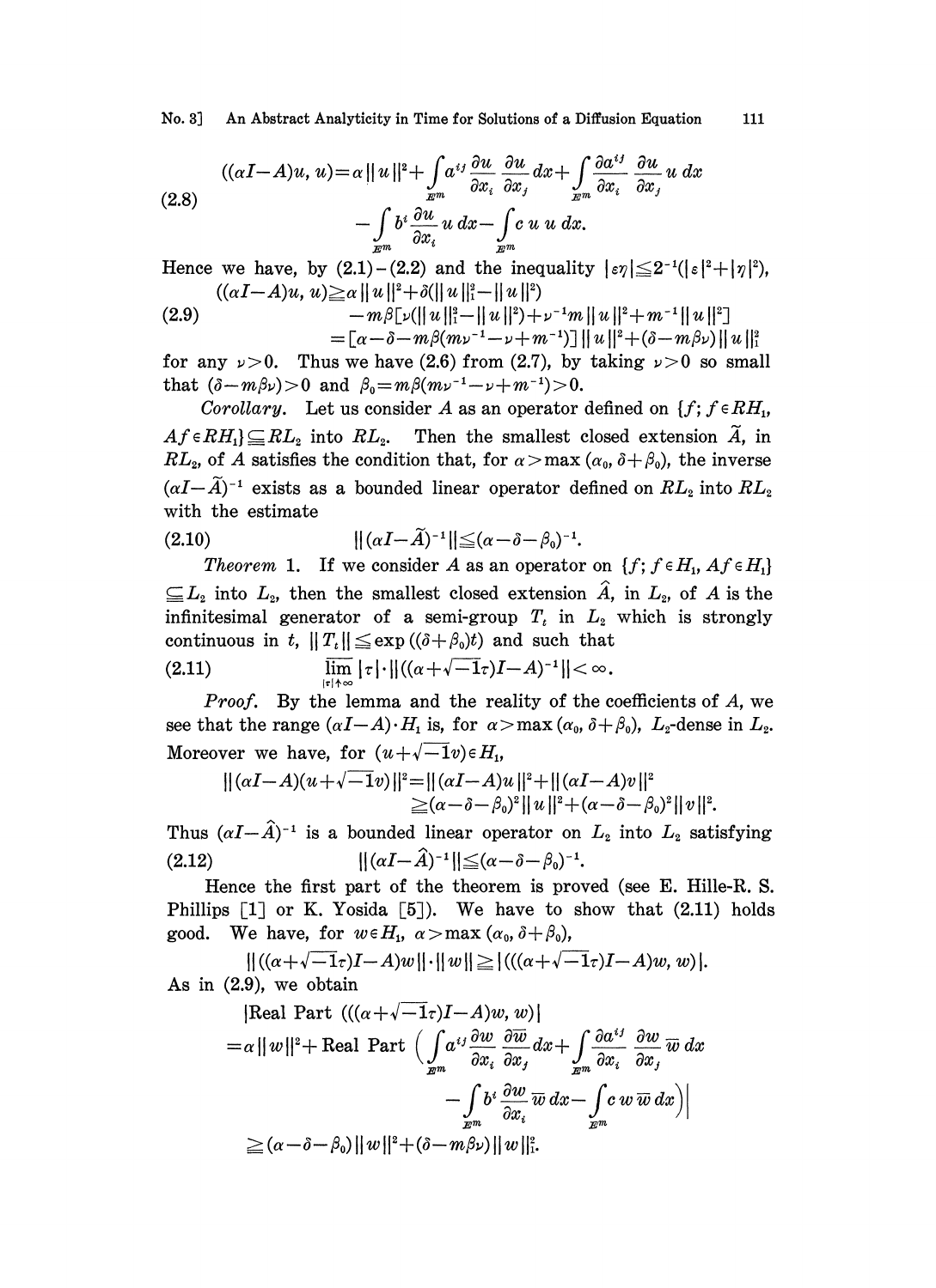$$((\alpha I-A)u,\, u)=\alpha \| u \|^2+\int_{E^m} a^{ij}\frac{\partial u}{\partial x_i}\frac{\partial u}{\partial x_j}dx+\int_{E^m}\frac{\partial a^{ij}}{\partial x_i}\frac{\partial u}{\partial x_j}u\, dx$$
$$-\int_{E^m} b^i\frac{\partial u}{\partial x_i}u\, dx-\int_{E^m} c\, u\, u\, dx. \tag{2.8}$$

Hence we have, by (2.1)–(2.2) and the inequality $|\varepsilon\eta|\leqq 2^{-1}(|\varepsilon|^2+|\eta|^2)$,

$$((\alpha I-A)u,\, u)\geqq \alpha \| u \|^2+\delta(\| u \|_1^2-\| u \|^2)$$
$$-m\beta[\nu(\| u \|_1^2-\| u \|^2)+\nu^{-1}m\| u \|^2+m^{-1}\| u \|^2]$$
$$=[\alpha-\delta-m\beta(m\nu^{-1}-\nu+m^{-1})]\| u \|^2+(\delta-m\beta\nu)\| u \|_1^2 \tag{2.9}$$

for any $\nu>0$. Thus we have (2.6) from (2.7), by taking $\nu>0$ so small that $(\delta-m\beta\nu)>0$ and $\beta_0=m\beta(m\nu^{-1}-\nu+m^{-1})>0$.

*Corollary*. Let us consider $A$ as an operator defined on $\{f;\, f\in RH_1,\ Af\in RH_1\}\subseteqq RL_2$ into $RL_2$. Then the smallest closed extension $\widetilde{A}$, in $RL_2$, of $A$ satisfies the condition that, for $\alpha>\max(\alpha_0,\, \delta+\beta_0)$, the inverse $(\alpha I-\widetilde{A})^{-1}$ exists as a bounded linear operator defined on $RL_2$ into $RL_2$ with the estimate

$$\|(\alpha I-\widetilde{A})^{-1}\|\leqq(\alpha-\delta-\beta_0)^{-1}. \tag{2.10}$$

*Theorem* 1. If we consider $A$ as an operator on $\{f;\, f\in H_1,\ Af\in H_1\}\subseteqq L_2$ into $L_2$, then the smallest closed extension $\hat{A}$, in $L_2$, of $A$ is the infinitesimal generator of a semi-group $T_t$ in $L_2$ which is strongly continuous in $t$, $\| T_t \|\leqq \exp((\delta+\beta_0)t)$ and such that

$$\varlimsup_{|\tau|\uparrow\infty}|\tau|\cdot\|((\alpha+\sqrt{-1}\tau)I-A)^{-1}\|<\infty. \tag{2.11}$$

*Proof*. By the lemma and the reality of the coefficients of $A$, we see that the range $(\alpha I-A)\cdot H_1$ is, for $\alpha>\max(\alpha_0,\, \delta+\beta_0)$, $L_2$-dense in $L_2$. Moreover we have, for $(u+\sqrt{-1}v)\in H_1$,

$$\|(\alpha I-A)(u+\sqrt{-1}v)\|^2=\|(\alpha I-A)u\|^2+\|(\alpha I-A)v\|^2$$
$$\geqq(\alpha-\delta-\beta_0)^2\| u \|^2+(\alpha-\delta-\beta_0)^2\| v \|^2.$$

Thus $(\alpha I-\hat{A})^{-1}$ is a bounded linear operator on $L_2$ into $L_2$ satisfying

$$\|(\alpha I-\hat{A})^{-1}\|\leqq(\alpha-\delta-\beta_0)^{-1}. \tag{2.12}$$

Hence the first part of the theorem is proved (see E. Hille-R. S. Phillips [1] or K. Yosida [5]). We have to show that (2.11) holds good. We have, for $w\in H_1$, $\alpha>\max(\alpha_0,\, \delta+\beta_0)$,

$$\|((\alpha+\sqrt{-1}\tau)I-A)w\|\cdot\| w \|\geqq|(((\alpha+\sqrt{-1}\tau)I-A)w,\, w)|.$$

As in (2.9), we obtain

$$|\text{Real Part }(((\alpha+\sqrt{-1}\tau)I-A)w,\, w)|$$
$$=\alpha\| w \|^2+\text{Real Part }\Big(\int_{E^m} a^{ij}\frac{\partial w}{\partial x_i}\frac{\partial \overline{w}}{\partial x_j}dx+\int_{E^m}\frac{\partial a^{ij}}{\partial x_i}\frac{\partial w}{\partial x_j}\overline{w}\, dx$$
$$-\int_{E^m} b^i\frac{\partial w}{\partial x_i}\overline{w}\, dx-\int_{E^m} c\, w\, \overline{w}\, dx\Big)\Big|$$
$$\geqq(\alpha-\delta-\beta_0)\| w \|^2+(\delta-m\beta\nu)\| w \|_1^2.$$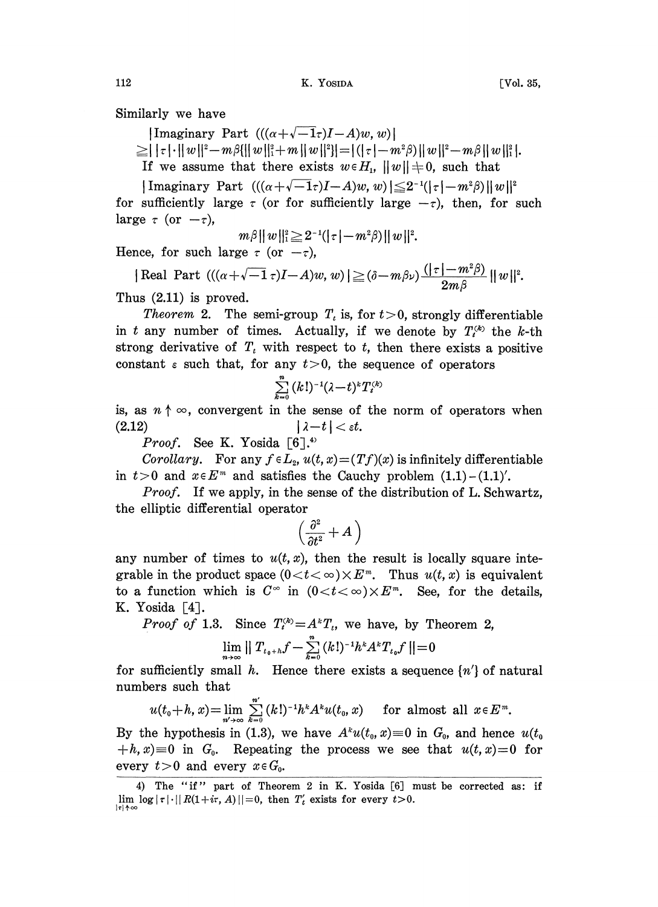Similarly we have

$$|\text{Imaginary Part } (((\alpha+\sqrt{-1}\tau)I-A)w, w)|$$
$$\geqq \big| |\tau|\cdot\|w\|^2 - m\beta\{\|w\|_1^2 + m\|w\|^2\}\big| = \big|(|\tau|-m^2\beta)\|w\|^2 - m\beta\|w\|_1^2\big|.$$

If we assume that there exists $w\in H_1$, $\|w\|\neq 0$, such that

$$|\text{Imaginary Part } (((\alpha+\sqrt{-1}\tau)I-A)w, w)| \leqq 2^{-1}(|\tau|-m^2\beta)\|w\|^2$$

for sufficiently large $\tau$ (or for sufficiently large $-\tau$), then, for such large $\tau$ (or $-\tau$),

$$m\beta\|w\|_1^2 \geqq 2^{-1}(|\tau|-m^2\beta)\|w\|^2.$$

Hence, for such large $\tau$ (or $-\tau$),

$$|\text{Real Part } (((\alpha+\sqrt{-1}\,\tau)I-A)w, w)| \geqq (\delta - m\beta\nu)\frac{(|\tau|-m^2\beta)}{2m\beta}\|w\|^2.$$

Thus (2.11) is proved.

*Theorem* 2. The semi-group $T_t$ is, for $t>0$, strongly differentiable in $t$ any number of times. Actually, if we denote by $T_t^{(k)}$ the $k$-th strong derivative of $T_t$ with respect to $t$, then there exists a positive constant $\varepsilon$ such that, for any $t>0$, the sequence of operators

$$\sum_{k=0}^{n}(k!)^{-1}(\lambda-t)^k T_t^{(k)}$$

is, as $n\uparrow\infty$, convergent in the sense of the norm of operators when

$$|\lambda - t| < \varepsilon t. \tag{2.12}$$

*Proof.* See K. Yosida [6].[4]

*Corollary.* For any $f\in L_2$, $u(t,x)=(Tf)(x)$ is infinitely differentiable in $t>0$ and $x\in E^m$ and satisfies the Cauchy problem (1.1)-(1.1)′.

*Proof.* If we apply, in the sense of the distribution of L. Schwartz, the elliptic differential operator

$$\left(\frac{\partial^2}{\partial t^2}+A\right)$$

any number of times to $u(t,x)$, then the result is locally square integrable in the product space $(0<t<\infty)\times E^m$. Thus $u(t,x)$ is equivalent to a function which is $C^\infty$ in $(0<t<\infty)\times E^m$. See, for the details, K. Yosida [4].

*Proof of* 1.3. Since $T_t^{(k)}=A^kT_t$, we have, by Theorem 2,

$$\lim_{n\to\infty}\|T_{t_0+h}f-\sum_{k=0}^{n}(k!)^{-1}h^kA^kT_{t_0}f\|=0$$

for sufficiently small $h$. Hence there exists a sequence $\{n'\}$ of natural numbers such that

$$u(t_0+h,x)=\lim_{n'\to\infty}\sum_{k=0}^{n'}(k!)^{-1}h^kA^ku(t_0,x) \qquad \text{for almost all } x\in E^m.$$

By the hypothesis in (1.3), we have $A^ku(t_0,x)\equiv 0$ in $G_0$, and hence $u(t_0+h,x)\equiv 0$ in $G_0$. Repeating the process we see that $u(t,x)=0$ for every $t>0$ and every $x\in G_0$.

---

4) The "if" part of Theorem 2 in K. Yosida [6] must be corrected as: if $\lim_{|\tau|\uparrow\infty}\log|\tau|\cdot\|R(1+i\tau, A)\|=0$, then $T_t'$ exists for every $t>0$.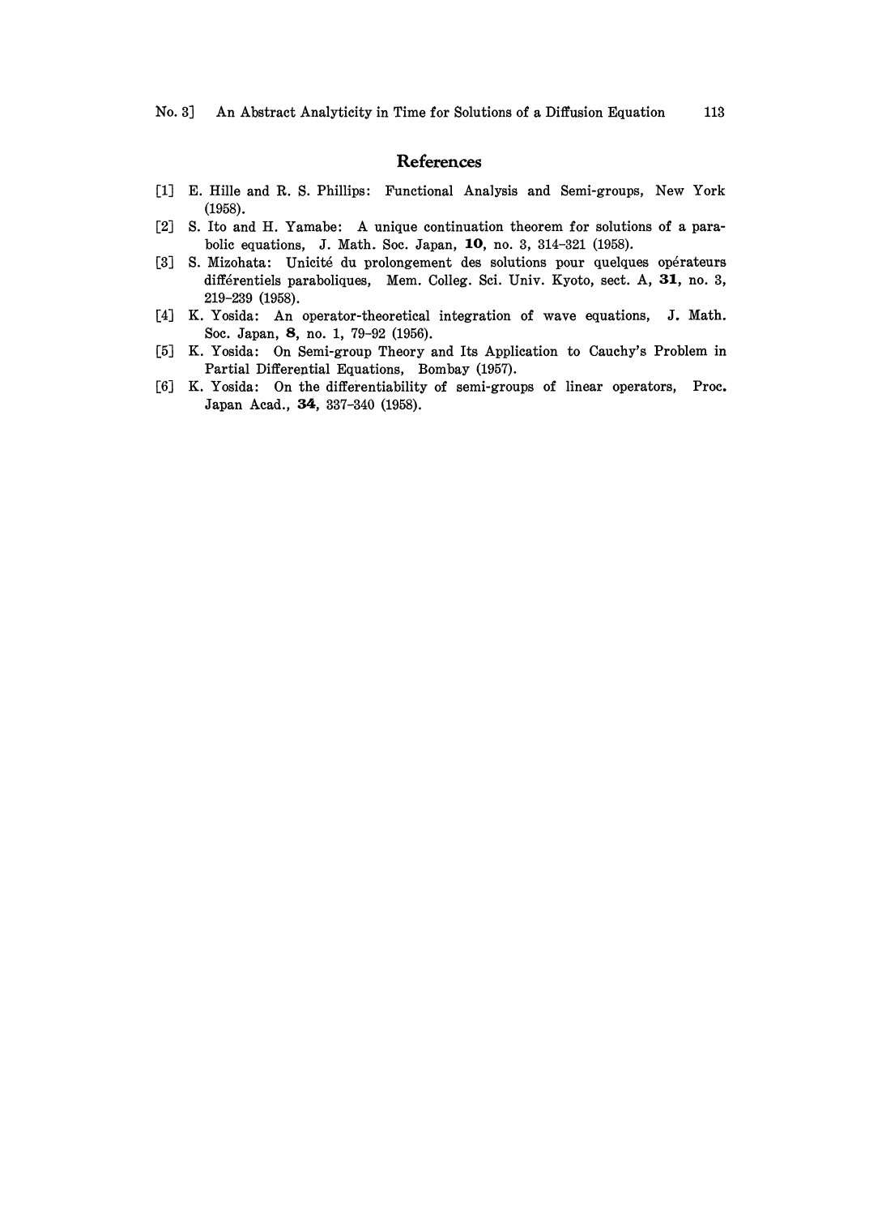## References

[1] E. Hille and R. S. Phillips: Functional Analysis and Semi-groups, New York (1958).

[2] S. Ito and H. Yamabe: A unique continuation theorem for solutions of a parabolic equations, J. Math. Soc. Japan, **10**, no. 3, 314–321 (1958).

[3] S. Mizohata: Unicité du prolongement des solutions pour quelques opérateurs différentiels paraboliques, Mem. Colleg. Sci. Univ. Kyoto, sect. A, **31**, no. 3, 219–239 (1958).

[4] K. Yosida: An operator-theoretical integration of wave equations, J. Math. Soc. Japan, **8**, no. 1, 79–92 (1956).

[5] K. Yosida: On Semi-group Theory and Its Application to Cauchy's Problem in Partial Differential Equations, Bombay (1957).

[6] K. Yosida: On the differentiability of semi-groups of linear operators, Proc. Japan Acad., **34**, 337–340 (1958).